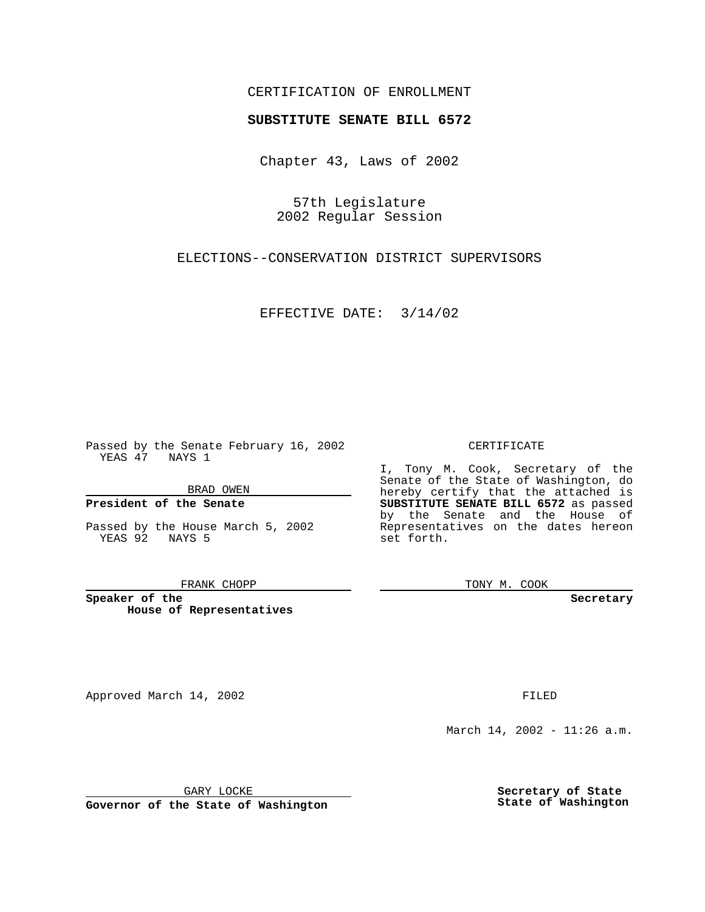CERTIFICATION OF ENROLLMENT

**SUBSTITUTE SENATE BILL 6572**

Chapter 43, Laws of 2002

57th Legislature
2002 Regular Session

ELECTIONS--CONSERVATION DISTRICT SUPERVISORS

EFFECTIVE DATE: 3/14/02

Passed by the Senate February 16, 2002
YEAS 47 NAYS 1

BRAD OWEN

**President of the Senate**

Passed by the House March 5, 2002
YEAS 92 NAYS 5

FRANK CHOPP

**Speaker of the House of Representatives**

CERTIFICATE

I, Tony M. Cook, Secretary of the Senate of the State of Washington, do hereby certify that the attached is **SUBSTITUTE SENATE BILL 6572** as passed by the Senate and the House of Representatives on the dates hereon set forth.

TONY M. COOK

**Secretary**

Approved March 14, 2002

GARY LOCKE

**Governor of the State of Washington**

FILED

March 14, 2002 - 11:26 a.m.

**Secretary of State**
**State of Washington**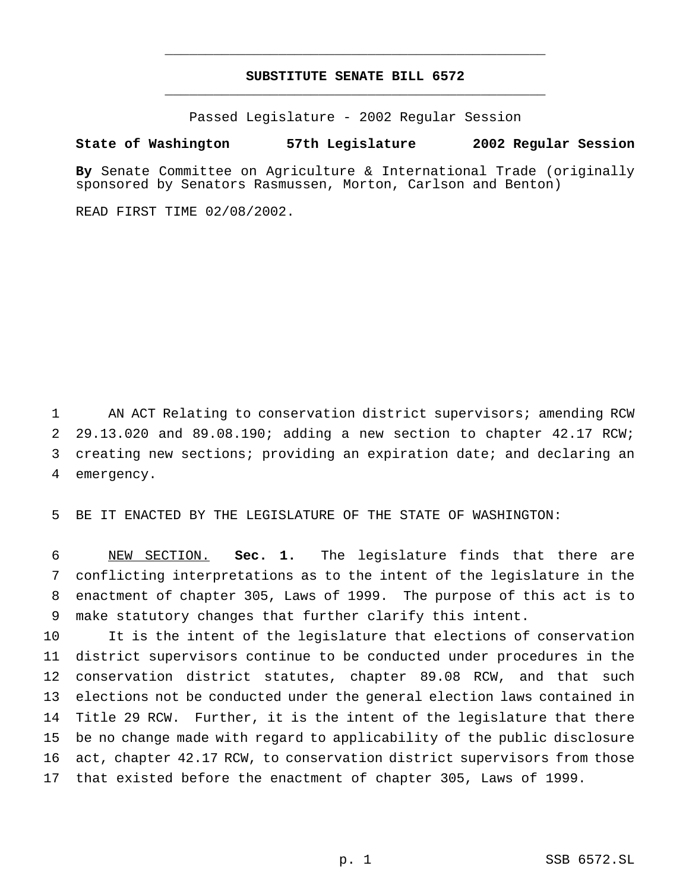# SUBSTITUTE SENATE BILL 6572

Passed Legislature - 2002 Regular Session

**State of Washington 57th Legislature 2002 Regular Session**

**By** Senate Committee on Agriculture & International Trade (originally sponsored by Senators Rasmussen, Morton, Carlson and Benton)

READ FIRST TIME 02/08/2002.

AN ACT Relating to conservation district supervisors; amending RCW 29.13.020 and 89.08.190; adding a new section to chapter 42.17 RCW; creating new sections; providing an expiration date; and declaring an emergency.

BE IT ENACTED BY THE LEGISLATURE OF THE STATE OF WASHINGTON:

NEW SECTION. **Sec. 1.** The legislature finds that there are conflicting interpretations as to the intent of the legislature in the enactment of chapter 305, Laws of 1999. The purpose of this act is to make statutory changes that further clarify this intent.

It is the intent of the legislature that elections of conservation district supervisors continue to be conducted under procedures in the conservation district statutes, chapter 89.08 RCW, and that such elections not be conducted under the general election laws contained in Title 29 RCW. Further, it is the intent of the legislature that there be no change made with regard to applicability of the public disclosure act, chapter 42.17 RCW, to conservation district supervisors from those that existed before the enactment of chapter 305, Laws of 1999.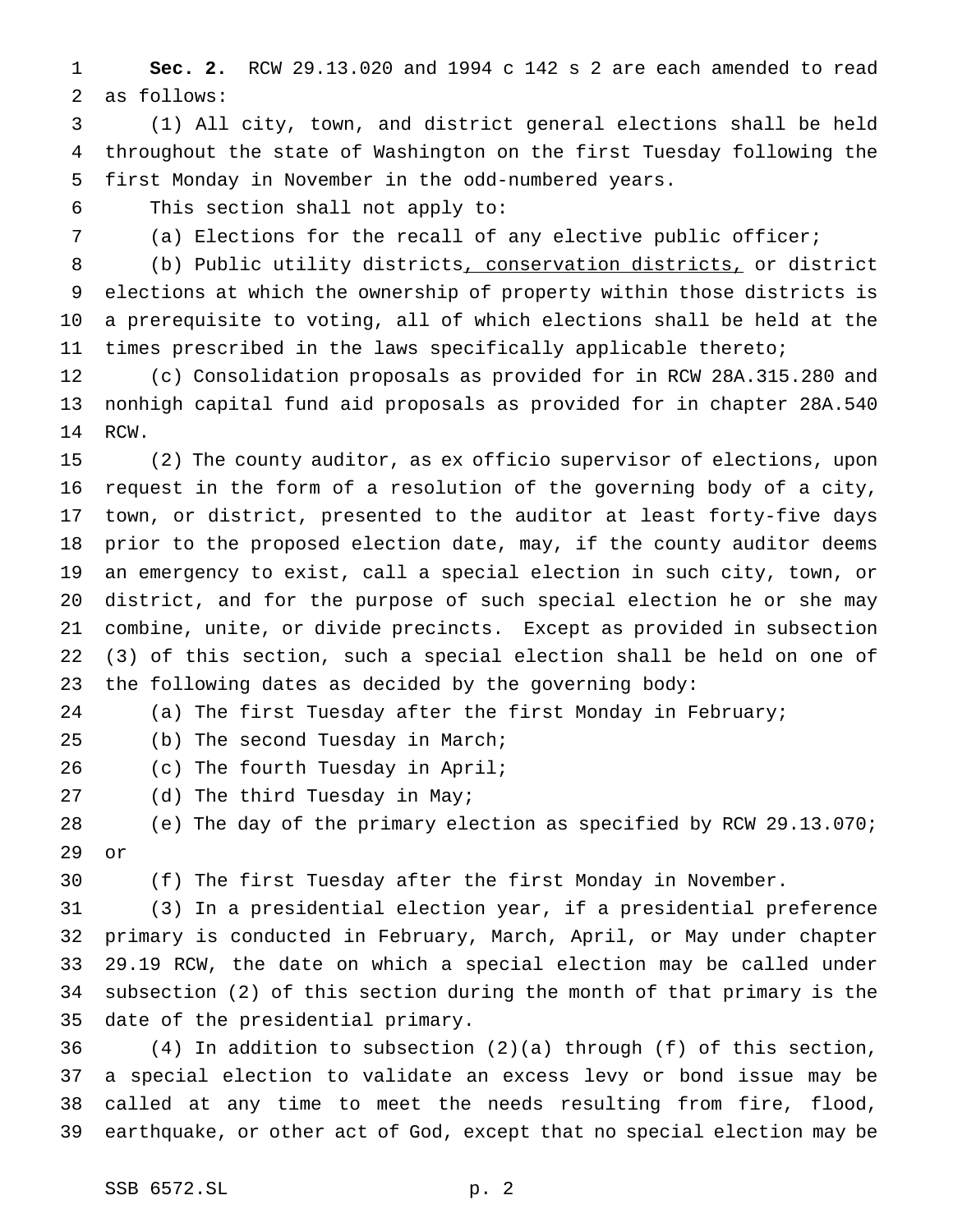**Sec. 2.** RCW 29.13.020 and 1994 c 142 s 2 are each amended to read as follows:

(1) All city, town, and district general elections shall be held throughout the state of Washington on the first Tuesday following the first Monday in November in the odd-numbered years.

This section shall not apply to:

(a) Elections for the recall of any elective public officer;

(b) Public utility districts<u>, conservation districts,</u> or district elections at which the ownership of property within those districts is a prerequisite to voting, all of which elections shall be held at the times prescribed in the laws specifically applicable thereto;

(c) Consolidation proposals as provided for in RCW 28A.315.280 and nonhigh capital fund aid proposals as provided for in chapter 28A.540 RCW.

(2) The county auditor, as ex officio supervisor of elections, upon request in the form of a resolution of the governing body of a city, town, or district, presented to the auditor at least forty-five days prior to the proposed election date, may, if the county auditor deems an emergency to exist, call a special election in such city, town, or district, and for the purpose of such special election he or she may combine, unite, or divide precincts. Except as provided in subsection (3) of this section, such a special election shall be held on one of the following dates as decided by the governing body:

(a) The first Tuesday after the first Monday in February;

(b) The second Tuesday in March;

(c) The fourth Tuesday in April;

(d) The third Tuesday in May;

(e) The day of the primary election as specified by RCW 29.13.070; or

(f) The first Tuesday after the first Monday in November.

(3) In a presidential election year, if a presidential preference primary is conducted in February, March, April, or May under chapter 29.19 RCW, the date on which a special election may be called under subsection (2) of this section during the month of that primary is the date of the presidential primary.

(4) In addition to subsection (2)(a) through (f) of this section, a special election to validate an excess levy or bond issue may be called at any time to meet the needs resulting from fire, flood, earthquake, or other act of God, except that no special election may be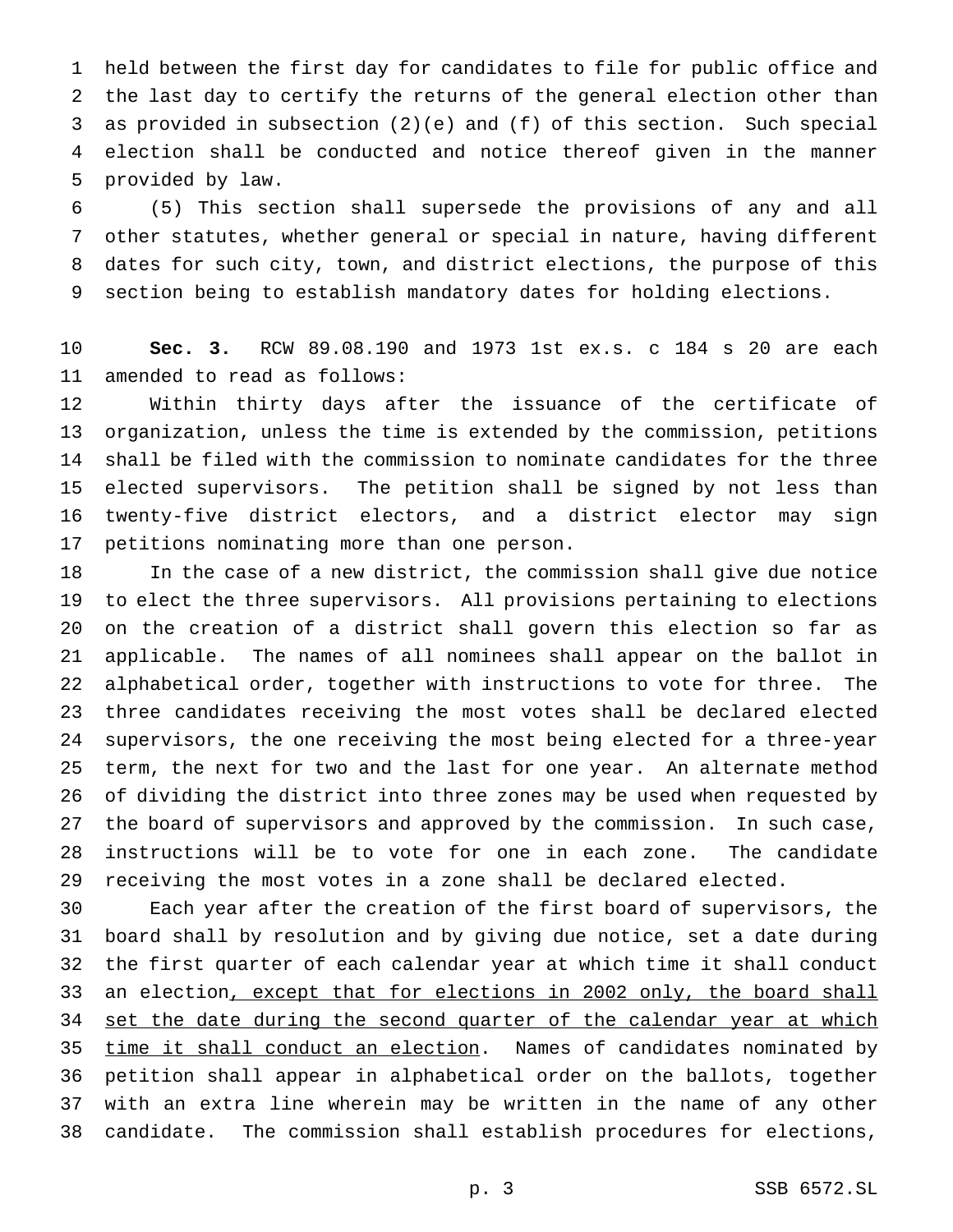held between the first day for candidates to file for public office and the last day to certify the returns of the general election other than as provided in subsection (2)(e) and (f) of this section. Such special election shall be conducted and notice thereof given in the manner provided by law.

(5) This section shall supersede the provisions of any and all other statutes, whether general or special in nature, having different dates for such city, town, and district elections, the purpose of this section being to establish mandatory dates for holding elections.

**Sec. 3.** RCW 89.08.190 and 1973 1st ex.s. c 184 s 20 are each amended to read as follows:

Within thirty days after the issuance of the certificate of organization, unless the time is extended by the commission, petitions shall be filed with the commission to nominate candidates for the three elected supervisors. The petition shall be signed by not less than twenty-five district electors, and a district elector may sign petitions nominating more than one person.

In the case of a new district, the commission shall give due notice to elect the three supervisors. All provisions pertaining to elections on the creation of a district shall govern this election so far as applicable. The names of all nominees shall appear on the ballot in alphabetical order, together with instructions to vote for three. The three candidates receiving the most votes shall be declared elected supervisors, the one receiving the most being elected for a three-year term, the next for two and the last for one year. An alternate method of dividing the district into three zones may be used when requested by the board of supervisors and approved by the commission. In such case, instructions will be to vote for one in each zone. The candidate receiving the most votes in a zone shall be declared elected.

Each year after the creation of the first board of supervisors, the board shall by resolution and by giving due notice, set a date during the first quarter of each calendar year at which time it shall conduct an election<u>, except that for elections in 2002 only, the board shall set the date during the second quarter of the calendar year at which time it shall conduct an election</u>. Names of candidates nominated by petition shall appear in alphabetical order on the ballots, together with an extra line wherein may be written in the name of any other candidate. The commission shall establish procedures for elections,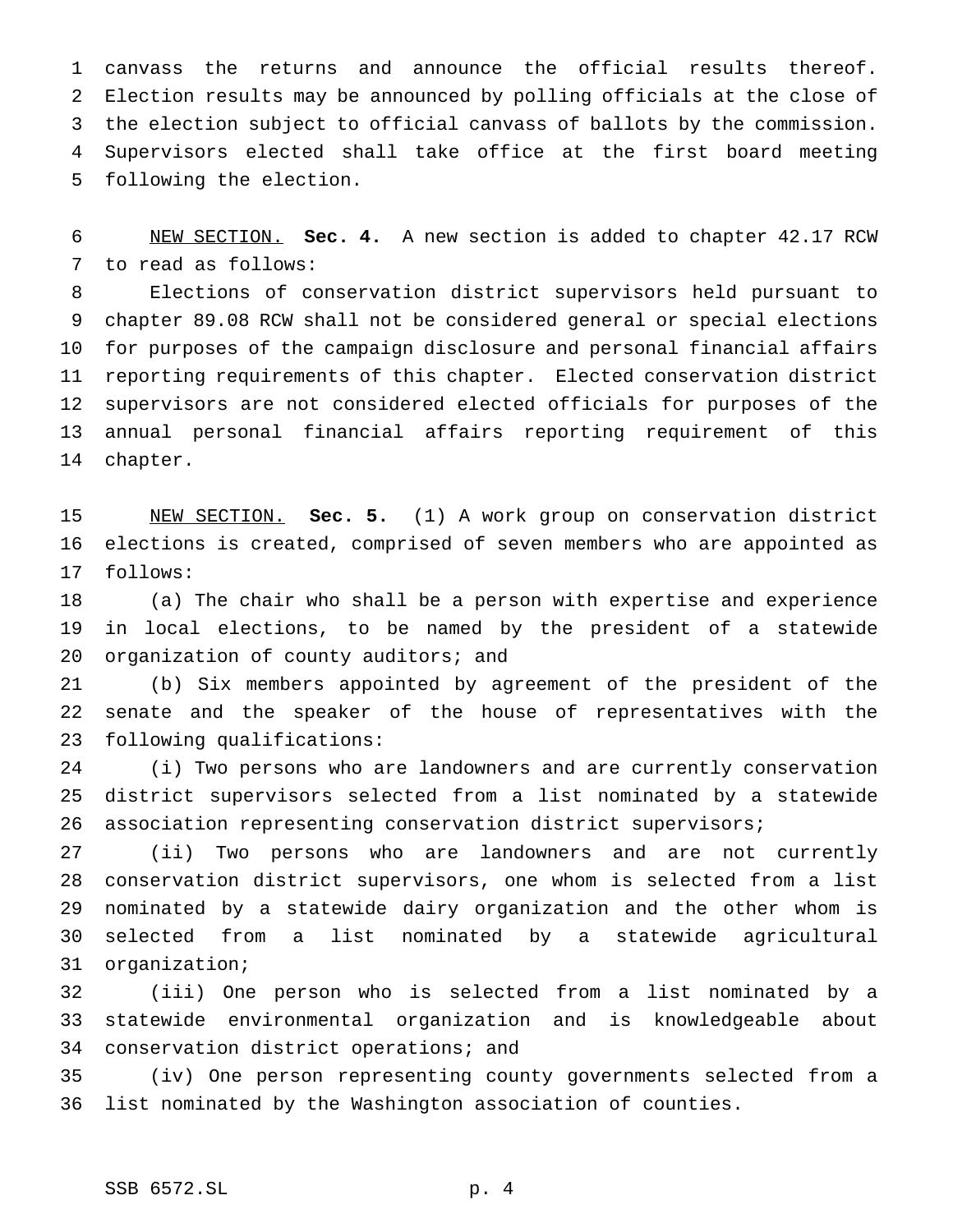canvass the returns and announce the official results thereof. Election results may be announced by polling officials at the close of the election subject to official canvass of ballots by the commission. Supervisors elected shall take office at the first board meeting following the election.

NEW SECTION. **Sec. 4.** A new section is added to chapter 42.17 RCW to read as follows:

Elections of conservation district supervisors held pursuant to chapter 89.08 RCW shall not be considered general or special elections for purposes of the campaign disclosure and personal financial affairs reporting requirements of this chapter. Elected conservation district supervisors are not considered elected officials for purposes of the annual personal financial affairs reporting requirement of this chapter.

NEW SECTION. **Sec. 5.** (1) A work group on conservation district elections is created, comprised of seven members who are appointed as follows:

(a) The chair who shall be a person with expertise and experience in local elections, to be named by the president of a statewide organization of county auditors; and

(b) Six members appointed by agreement of the president of the senate and the speaker of the house of representatives with the following qualifications:

(i) Two persons who are landowners and are currently conservation district supervisors selected from a list nominated by a statewide association representing conservation district supervisors;

(ii) Two persons who are landowners and are not currently conservation district supervisors, one whom is selected from a list nominated by a statewide dairy organization and the other whom is selected from a list nominated by a statewide agricultural organization;

(iii) One person who is selected from a list nominated by a statewide environmental organization and is knowledgeable about conservation district operations; and

(iv) One person representing county governments selected from a list nominated by the Washington association of counties.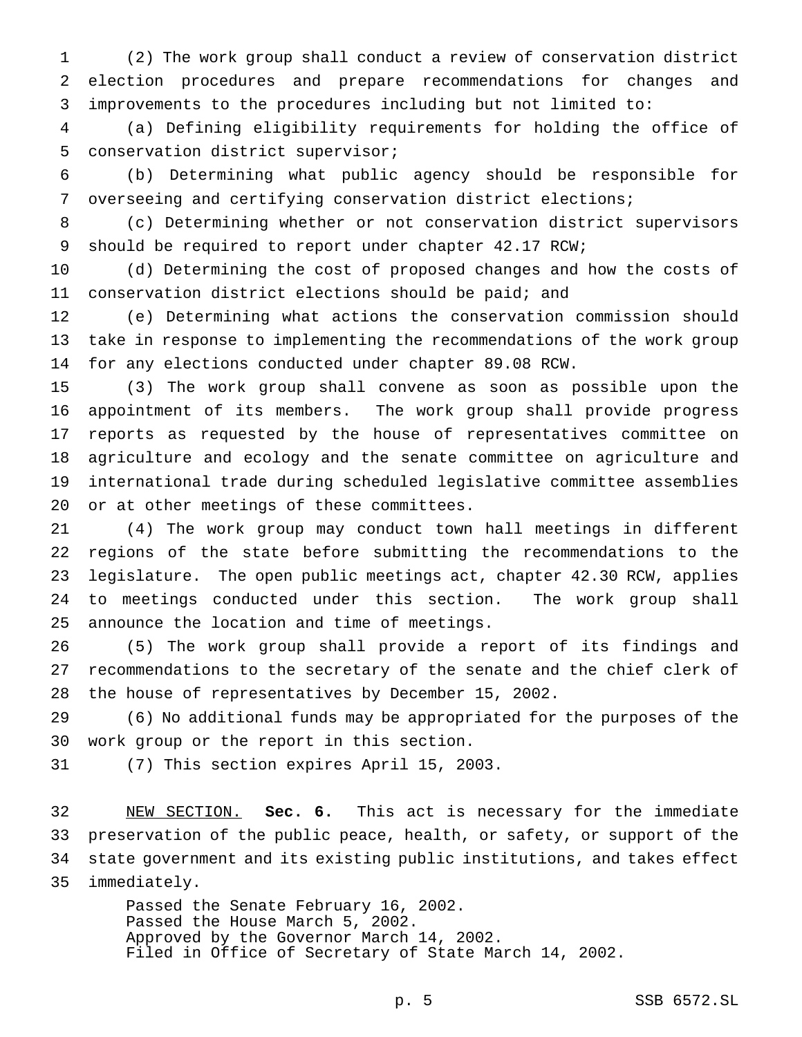(2) The work group shall conduct a review of conservation district election procedures and prepare recommendations for changes and improvements to the procedures including but not limited to:

(a) Defining eligibility requirements for holding the office of conservation district supervisor;

(b) Determining what public agency should be responsible for overseeing and certifying conservation district elections;

(c) Determining whether or not conservation district supervisors should be required to report under chapter 42.17 RCW;

(d) Determining the cost of proposed changes and how the costs of conservation district elections should be paid; and

(e) Determining what actions the conservation commission should take in response to implementing the recommendations of the work group for any elections conducted under chapter 89.08 RCW.

(3) The work group shall convene as soon as possible upon the appointment of its members. The work group shall provide progress reports as requested by the house of representatives committee on agriculture and ecology and the senate committee on agriculture and international trade during scheduled legislative committee assemblies or at other meetings of these committees.

(4) The work group may conduct town hall meetings in different regions of the state before submitting the recommendations to the legislature. The open public meetings act, chapter 42.30 RCW, applies to meetings conducted under this section. The work group shall announce the location and time of meetings.

(5) The work group shall provide a report of its findings and recommendations to the secretary of the senate and the chief clerk of the house of representatives by December 15, 2002.

(6) No additional funds may be appropriated for the purposes of the work group or the report in this section.

(7) This section expires April 15, 2003.

NEW SECTION. **Sec. 6.** This act is necessary for the immediate preservation of the public peace, health, or safety, or support of the state government and its existing public institutions, and takes effect immediately.

Passed the Senate February 16, 2002.
Passed the House March 5, 2002.
Approved by the Governor March 14, 2002.
Filed in Office of Secretary of State March 14, 2002.